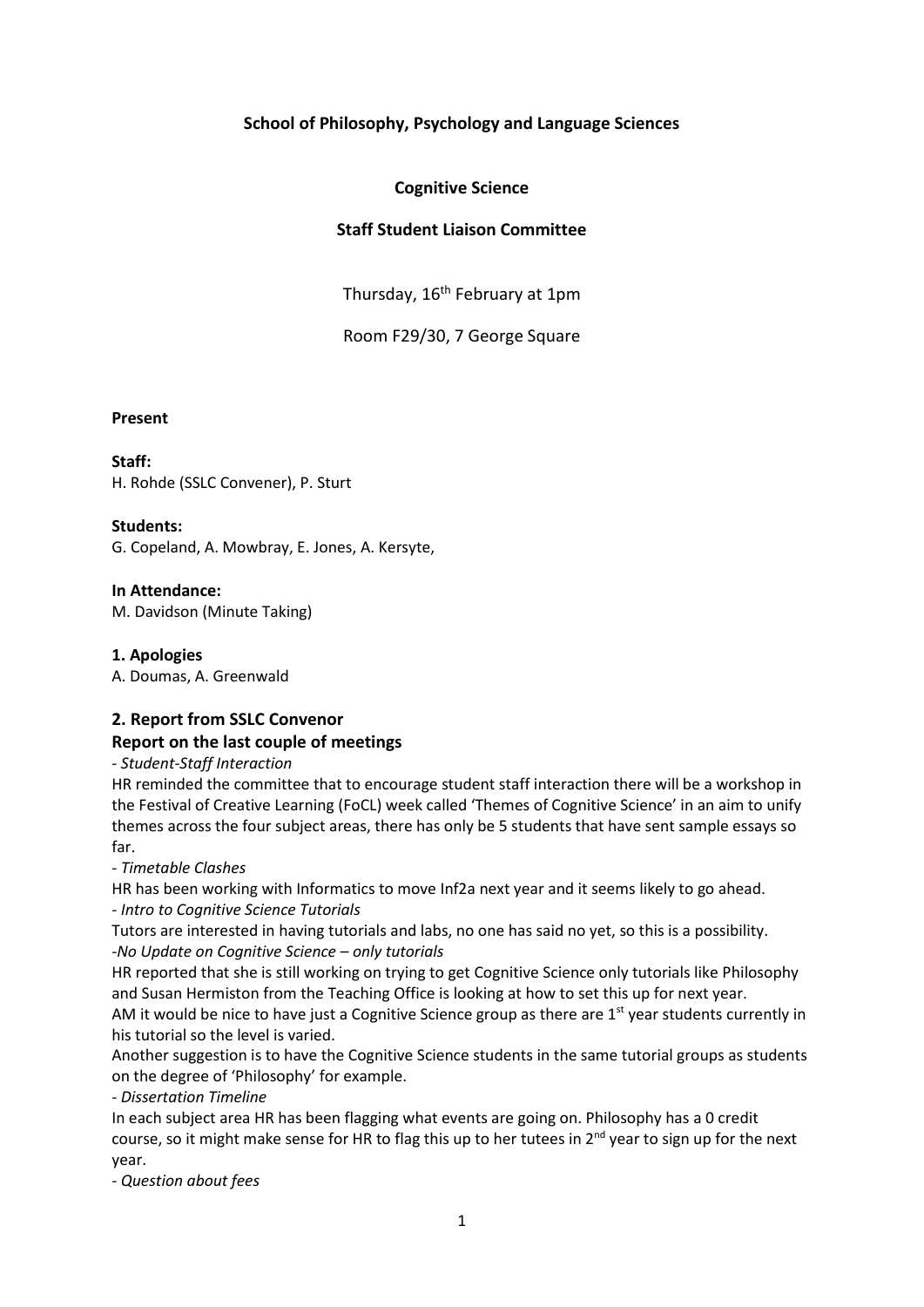**School of Philosophy, Psychology and Language Sciences**

**Cognitive Science**

**Staff Student Liaison Committee**

Thursday, 16th February at 1pm

Room F29/30, 7 George Square

**Present**

**Staff:**
H. Rohde (SSLC Convener), P. Sturt

**Students:**
G. Copeland, A. Mowbray, E. Jones, A. Kersyte,

**In Attendance:**
M. Davidson (Minute Taking)

**1. Apologies**
A. Doumas, A. Greenwald

**2. Report from SSLC Convenor**
**Report on the last couple of meetings**

*- Student-Staff Interaction*

HR reminded the committee that to encourage student staff interaction there will be a workshop in the Festival of Creative Learning (FoCL) week called 'Themes of Cognitive Science' in an aim to unify themes across the four subject areas, there has only be 5 students that have sent sample essays so far.

*- Timetable Clashes*

HR has been working with Informatics to move Inf2a next year and it seems likely to go ahead.

*- Intro to Cognitive Science Tutorials*

Tutors are interested in having tutorials and labs, no one has said no yet, so this is a possibility.

*-No Update on Cognitive Science – only tutorials*

HR reported that she is still working on trying to get Cognitive Science only tutorials like Philosophy and Susan Hermiston from the Teaching Office is looking at how to set this up for next year.

AM it would be nice to have just a Cognitive Science group as there are 1st year students currently in his tutorial so the level is varied.

Another suggestion is to have the Cognitive Science students in the same tutorial groups as students on the degree of 'Philosophy' for example.

*- Dissertation Timeline*

In each subject area HR has been flagging what events are going on. Philosophy has a 0 credit course, so it might make sense for HR to flag this up to her tutees in 2nd year to sign up for the next year.

*- Question about fees*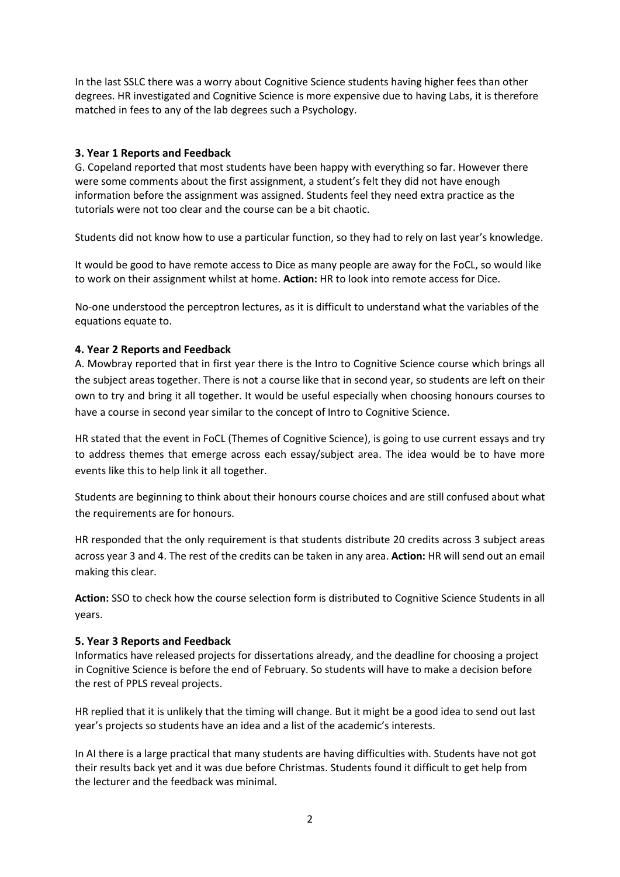In the last SSLC there was a worry about Cognitive Science students having higher fees than other degrees. HR investigated and Cognitive Science is more expensive due to having Labs, it is therefore matched in fees to any of the lab degrees such a Psychology.

### 3. Year 1 Reports and Feedback

G. Copeland reported that most students have been happy with everything so far. However there were some comments about the first assignment, a student's felt they did not have enough information before the assignment was assigned. Students feel they need extra practice as the tutorials were not too clear and the course can be a bit chaotic.

Students did not know how to use a particular function, so they had to rely on last year's knowledge.

It would be good to have remote access to Dice as many people are away for the FoCL, so would like to work on their assignment whilst at home. **Action:** HR to look into remote access for Dice.

No-one understood the perceptron lectures, as it is difficult to understand what the variables of the equations equate to.

### 4. Year 2 Reports and Feedback

A. Mowbray reported that in first year there is the Intro to Cognitive Science course which brings all the subject areas together. There is not a course like that in second year, so students are left on their own to try and bring it all together. It would be useful especially when choosing honours courses to have a course in second year similar to the concept of Intro to Cognitive Science.

HR stated that the event in FoCL (Themes of Cognitive Science), is going to use current essays and try to address themes that emerge across each essay/subject area. The idea would be to have more events like this to help link it all together.

Students are beginning to think about their honours course choices and are still confused about what the requirements are for honours.

HR responded that the only requirement is that students distribute 20 credits across 3 subject areas across year 3 and 4. The rest of the credits can be taken in any area. **Action:** HR will send out an email making this clear.

**Action:** SSO to check how the course selection form is distributed to Cognitive Science Students in all years.

### 5. Year 3 Reports and Feedback

Informatics have released projects for dissertations already, and the deadline for choosing a project in Cognitive Science is before the end of February. So students will have to make a decision before the rest of PPLS reveal projects.

HR replied that it is unlikely that the timing will change. But it might be a good idea to send out last year's projects so students have an idea and a list of the academic's interests.

In AI there is a large practical that many students are having difficulties with. Students have not got their results back yet and it was due before Christmas. Students found it difficult to get help from the lecturer and the feedback was minimal.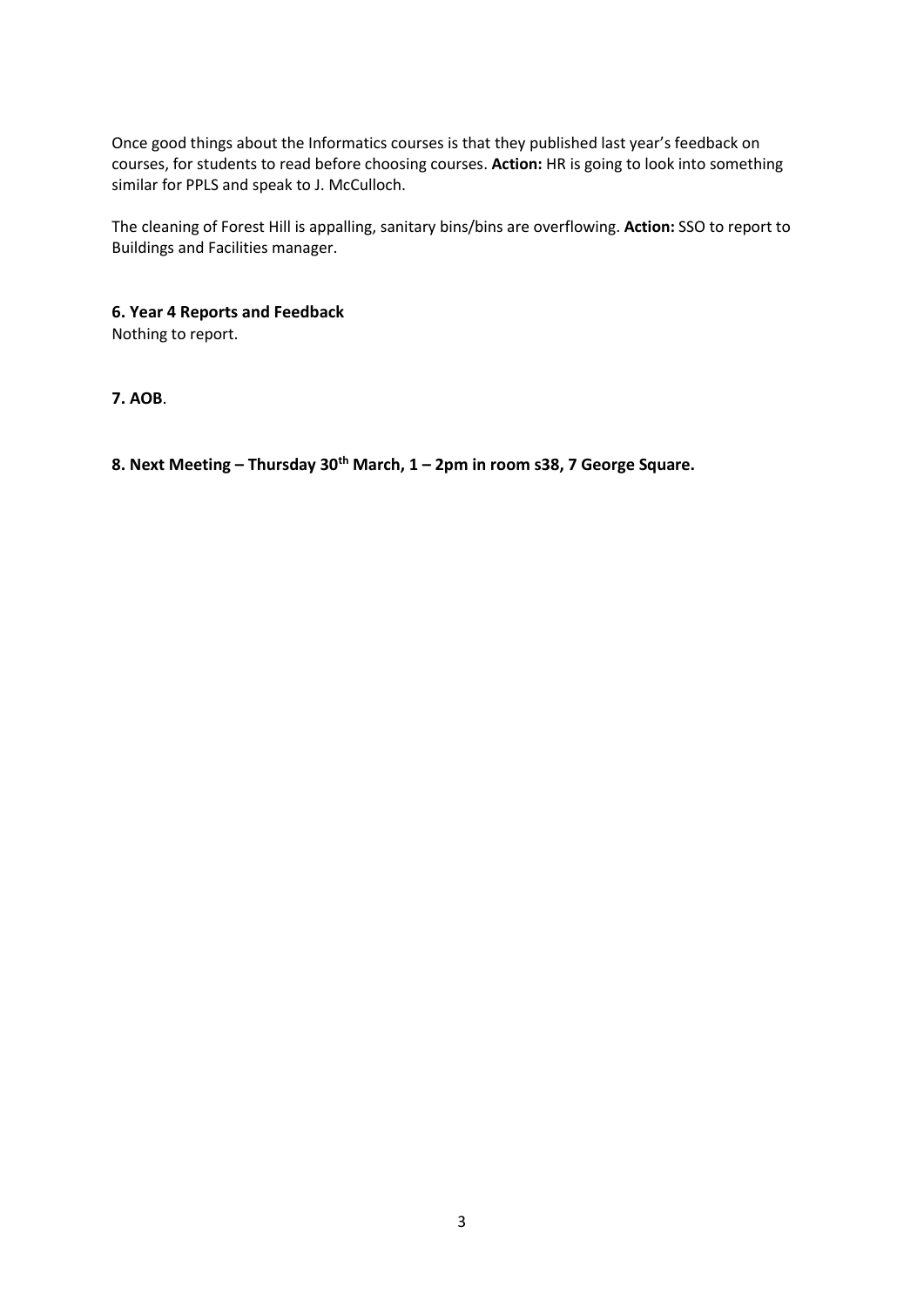Once good things about the Informatics courses is that they published last year's feedback on courses, for students to read before choosing courses. **Action:** HR is going to look into something similar for PPLS and speak to J. McCulloch.

The cleaning of Forest Hill is appalling, sanitary bins/bins are overflowing. **Action:** SSO to report to Buildings and Facilities manager.

**6. Year 4 Reports and Feedback**

Nothing to report.

**7. AOB**.

**8. Next Meeting – Thursday 30th March, 1 – 2pm in room s38, 7 George Square.**